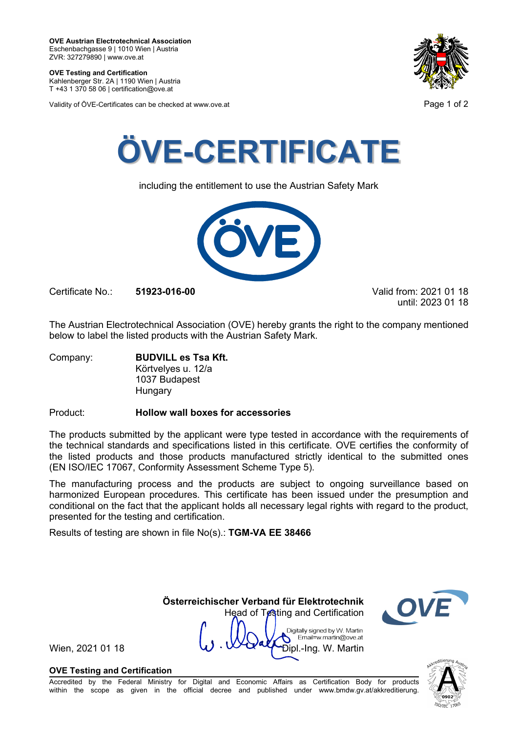**OVE Austrian Electrotechnical Association**
Eschenbachgasse 9 | 1010 Wien | Austria
ZVR: 327279890 | www.ove.at

**OVE Testing and Certification**
Kahlenberger Str. 2A | 1190 Wien | Austria
T +43 1 370 58 06 | certification@ove.at

Validity of ÖVE-Certificates can be checked at www.ove.at

# ÖVE-CERTIFICATE

including the entitlement to use the Austrian Safety Mark

Certificate No.: **51923-016-00**

Valid from: 2021 01 18
until: 2023 01 18

The Austrian Electrotechnical Association (OVE) hereby grants the right to the company mentioned below to label the listed products with the Austrian Safety Mark.

Company: **BUDVILL es Tsa Kft.**
Körtvelyes u. 12/a
1037 Budapest
Hungary

Product: **Hollow wall boxes for accessories**

The products submitted by the applicant were type tested in accordance with the requirements of the technical standards and specifications listed in this certificate. OVE certifies the conformity of the listed products and those products manufactured strictly identical to the submitted ones (EN ISO/IEC 17067, Conformity Assessment Scheme Type 5).

The manufacturing process and the products are subject to ongoing surveillance based on harmonized European procedures. This certificate has been issued under the presumption and conditional on the fact that the applicant holds all necessary legal rights with regard to the product, presented for the testing and certification.

Results of testing are shown in file No(s).: **TGM-VA EE 38466**

**Österreichischer Verband für Elektrotechnik**
Head of Testing and Certification

Digitally signed by W. Martin
Email=w.martin@ove.at

Wien, 2021 01 18

Dipl.-Ing. W. Martin

**OVE Testing and Certification**

Accredited by the Federal Ministry for Digital and Economic Affairs as Certification Body for products within the scope as given in the official decree and published under www.bmdw.gv.at/akkreditierung.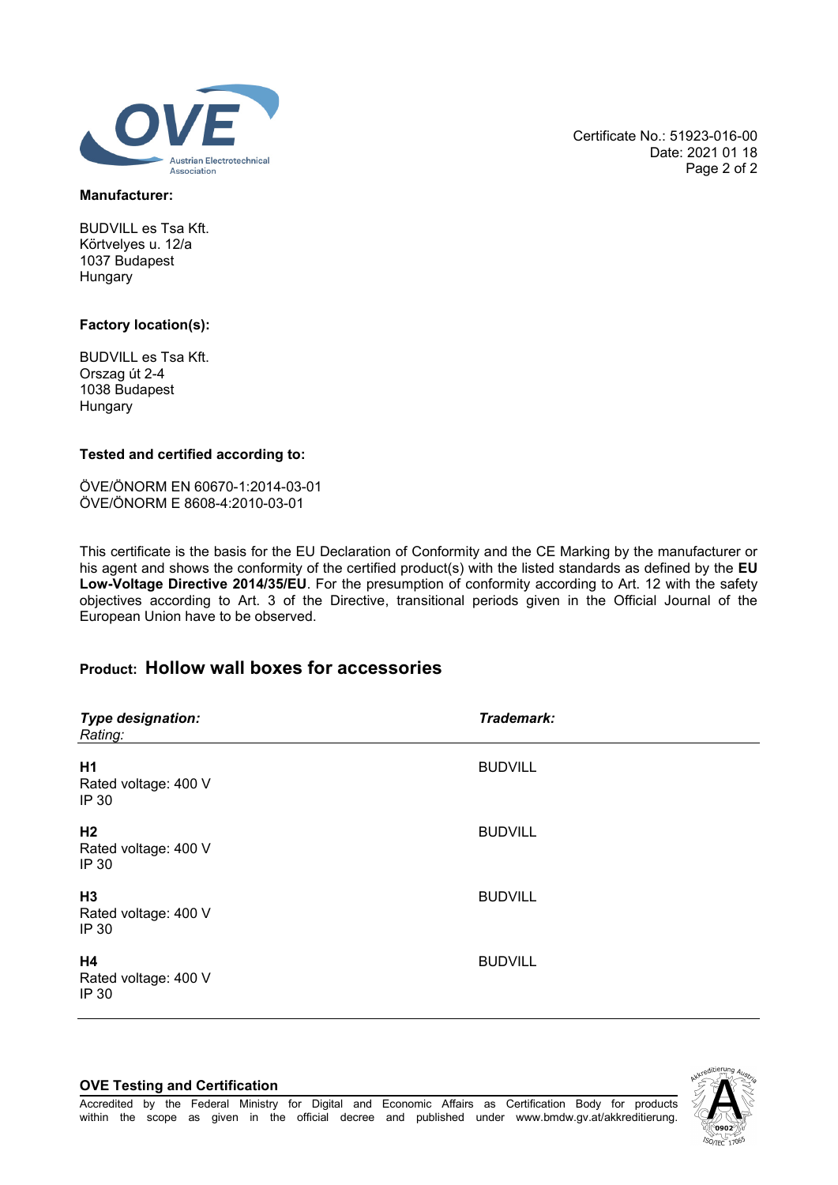Certificate No.: 51923-016-00
Date: 2021 01 18

**Manufacturer:**

BUDVILL es Tsa Kft.
Körtvelyes u. 12/a
1037 Budapest
Hungary

**Factory location(s):**

BUDVILL es Tsa Kft.
Orszag út 2-4
1038 Budapest
Hungary

**Tested and certified according to:**

ÖVE/ÖNORM EN 60670-1:2014-03-01
ÖVE/ÖNORM E 8608-4:2010-03-01

This certificate is the basis for the EU Declaration of Conformity and the CE Marking by the manufacturer or his agent and shows the conformity of the certified product(s) with the listed standards as defined by the **EU Low-Voltage Directive 2014/35/EU**. For the presumption of conformity according to Art. 12 with the safety objectives according to Art. 3 of the Directive, transitional periods given in the Official Journal of the European Union have to be observed.

## Product: Hollow wall boxes for accessories

| ***Type designation:*** *Rating:* | ***Trademark:*** |
|---|---|
| **H1** Rated voltage: 400 V IP 30 | BUDVILL |
| **H2** Rated voltage: 400 V IP 30 | BUDVILL |
| **H3** Rated voltage: 400 V IP 30 | BUDVILL |
| **H4** Rated voltage: 400 V IP 30 | BUDVILL |

**OVE Testing and Certification**

Accredited by the Federal Ministry for Digital and Economic Affairs as Certification Body for products within the scope as given in the official decree and published under www.bmdw.gv.at/akkreditierung.